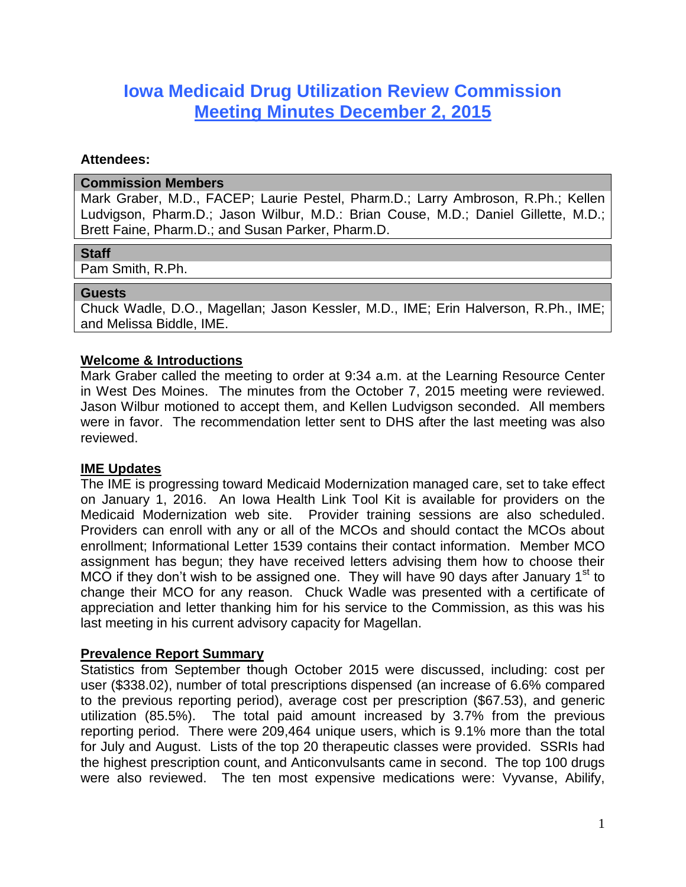# Iowa Medicaid Drug Utilization Review Commission

## Meeting Minutes December 2, 2015

**Attendees:**

| **Commission Members** |
| --- |
| Mark Graber, M.D., FACEP; Laurie Pestel, Pharm.D.; Larry Ambroson, R.Ph.; Kellen Ludvigson, Pharm.D.; Jason Wilbur, M.D.: Brian Couse, M.D.; Daniel Gillette, M.D.; Brett Faine, Pharm.D.; and Susan Parker, Pharm.D. |

| **Staff** |
| --- |
| Pam Smith, R.Ph. |

| **Guests** |
| --- |
| Chuck Wadle, D.O., Magellan; Jason Kessler, M.D., IME; Erin Halverson, R.Ph., IME; and Melissa Biddle, IME. |

### Welcome & Introductions

Mark Graber called the meeting to order at 9:34 a.m. at the Learning Resource Center in West Des Moines. The minutes from the October 7, 2015 meeting were reviewed. Jason Wilbur motioned to accept them, and Kellen Ludvigson seconded. All members were in favor. The recommendation letter sent to DHS after the last meeting was also reviewed.

### IME Updates

The IME is progressing toward Medicaid Modernization managed care, set to take effect on January 1, 2016. An Iowa Health Link Tool Kit is available for providers on the Medicaid Modernization web site. Provider training sessions are also scheduled. Providers can enroll with any or all of the MCOs and should contact the MCOs about enrollment; Informational Letter 1539 contains their contact information. Member MCO assignment has begun; they have received letters advising them how to choose their MCO if they don't wish to be assigned one. They will have 90 days after January 1st to change their MCO for any reason. Chuck Wadle was presented with a certificate of appreciation and letter thanking him for his service to the Commission, as this was his last meeting in his current advisory capacity for Magellan.

### Prevalence Report Summary

Statistics from September though October 2015 were discussed, including: cost per user ($338.02), number of total prescriptions dispensed (an increase of 6.6% compared to the previous reporting period), average cost per prescription ($67.53), and generic utilization (85.5%). The total paid amount increased by 3.7% from the previous reporting period. There were 209,464 unique users, which is 9.1% more than the total for July and August. Lists of the top 20 therapeutic classes were provided. SSRIs had the highest prescription count, and Anticonvulsants came in second. The top 100 drugs were also reviewed. The ten most expensive medications were: Vyvanse, Abilify,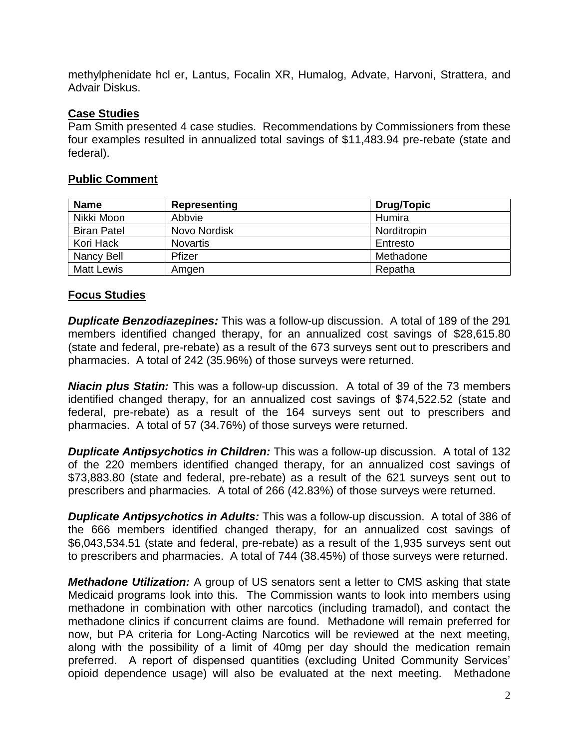methylphenidate hcl er, Lantus, Focalin XR, Humalog, Advate, Harvoni, Strattera, and Advair Diskus.

## Case Studies

Pam Smith presented 4 case studies. Recommendations by Commissioners from these four examples resulted in annualized total savings of $11,483.94 pre-rebate (state and federal).

## Public Comment

| Name | Representing | Drug/Topic |
| --- | --- | --- |
| Nikki Moon | Abbvie | Humira |
| Biran Patel | Novo Nordisk | Norditropin |
| Kori Hack | Novartis | Entresto |
| Nancy Bell | Pfizer | Methadone |
| Matt Lewis | Amgen | Repatha |

## Focus Studies

***Duplicate Benzodiazepines:*** This was a follow-up discussion. A total of 189 of the 291 members identified changed therapy, for an annualized cost savings of $28,615.80 (state and federal, pre-rebate) as a result of the 673 surveys sent out to prescribers and pharmacies. A total of 242 (35.96%) of those surveys were returned.

***Niacin plus Statin:*** This was a follow-up discussion. A total of 39 of the 73 members identified changed therapy, for an annualized cost savings of $74,522.52 (state and federal, pre-rebate) as a result of the 164 surveys sent out to prescribers and pharmacies. A total of 57 (34.76%) of those surveys were returned.

***Duplicate Antipsychotics in Children:*** This was a follow-up discussion. A total of 132 of the 220 members identified changed therapy, for an annualized cost savings of $73,883.80 (state and federal, pre-rebate) as a result of the 621 surveys sent out to prescribers and pharmacies. A total of 266 (42.83%) of those surveys were returned.

***Duplicate Antipsychotics in Adults:*** This was a follow-up discussion. A total of 386 of the 666 members identified changed therapy, for an annualized cost savings of $6,043,534.51 (state and federal, pre-rebate) as a result of the 1,935 surveys sent out to prescribers and pharmacies. A total of 744 (38.45%) of those surveys were returned.

***Methadone Utilization:*** A group of US senators sent a letter to CMS asking that state Medicaid programs look into this. The Commission wants to look into members using methadone in combination with other narcotics (including tramadol), and contact the methadone clinics if concurrent claims are found. Methadone will remain preferred for now, but PA criteria for Long-Acting Narcotics will be reviewed at the next meeting, along with the possibility of a limit of 40mg per day should the medication remain preferred. A report of dispensed quantities (excluding United Community Services' opioid dependence usage) will also be evaluated at the next meeting. Methadone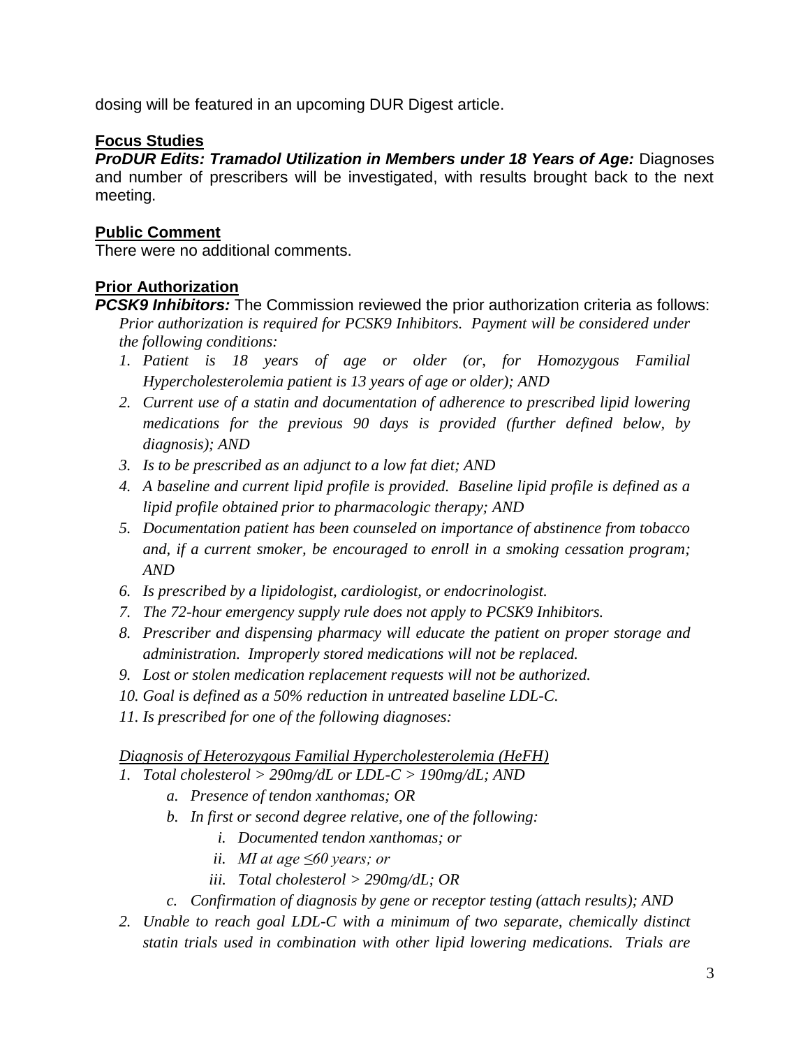dosing will be featured in an upcoming DUR Digest article.

## Focus Studies

***ProDUR Edits: Tramadol Utilization in Members under 18 Years of Age:*** Diagnoses and number of prescribers will be investigated, with results brought back to the next meeting.

## Public Comment

There were no additional comments.

## Prior Authorization

***PCSK9 Inhibitors:*** The Commission reviewed the prior authorization criteria as follows:

*Prior authorization is required for PCSK9 Inhibitors. Payment will be considered under the following conditions:*

1. *Patient is 18 years of age or older (or, for Homozygous Familial Hypercholesterolemia patient is 13 years of age or older); AND*
2. *Current use of a statin and documentation of adherence to prescribed lipid lowering medications for the previous 90 days is provided (further defined below, by diagnosis); AND*
3. *Is to be prescribed as an adjunct to a low fat diet; AND*
4. *A baseline and current lipid profile is provided. Baseline lipid profile is defined as a lipid profile obtained prior to pharmacologic therapy; AND*
5. *Documentation patient has been counseled on importance of abstinence from tobacco and, if a current smoker, be encouraged to enroll in a smoking cessation program; AND*
6. *Is prescribed by a lipidologist, cardiologist, or endocrinologist.*
7. *The 72-hour emergency supply rule does not apply to PCSK9 Inhibitors.*
8. *Prescriber and dispensing pharmacy will educate the patient on proper storage and administration. Improperly stored medications will not be replaced.*
9. *Lost or stolen medication replacement requests will not be authorized.*
10. *Goal is defined as a 50% reduction in untreated baseline LDL-C.*
11. *Is prescribed for one of the following diagnoses:*

*<u>Diagnosis of Heterozygous Familial Hypercholesterolemia (HeFH)</u>*

1. *Total cholesterol > 290mg/dL or LDL-C > 190mg/dL; AND*
   - a. *Presence of tendon xanthomas; OR*
   - b. *In first or second degree relative, one of the following:*
     - i. *Documented tendon xanthomas; or*
     - ii. *MI at age ≤60 years; or*
     - iii. *Total cholesterol > 290mg/dL; OR*
   - c. *Confirmation of diagnosis by gene or receptor testing (attach results); AND*
2. *Unable to reach goal LDL-C with a minimum of two separate, chemically distinct statin trials used in combination with other lipid lowering medications. Trials are*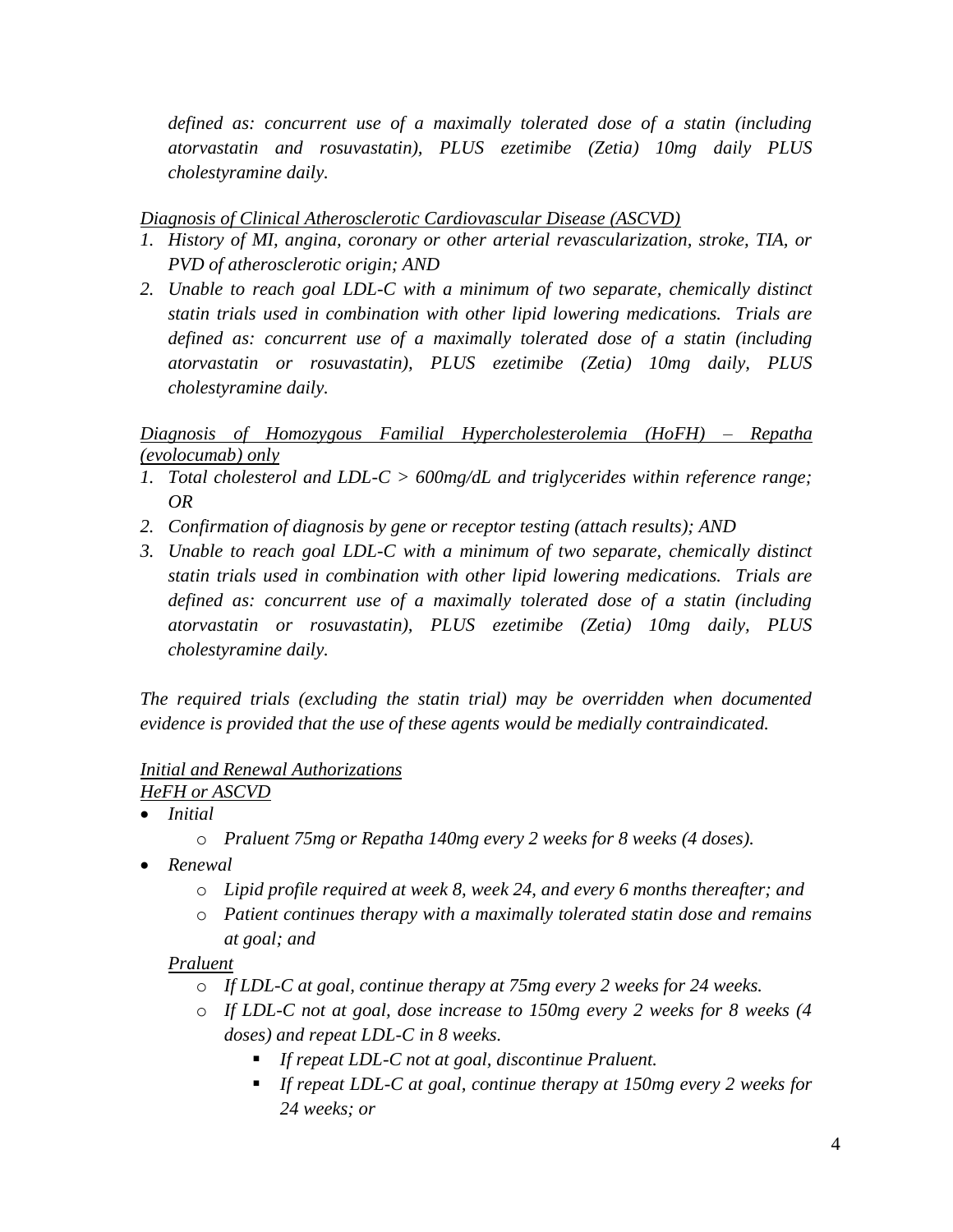*defined as: concurrent use of a maximally tolerated dose of a statin (including atorvastatin and rosuvastatin), PLUS ezetimibe (Zetia) 10mg daily PLUS cholestyramine daily.*

*<u>Diagnosis of Clinical Atherosclerotic Cardiovascular Disease (ASCVD)</u>*

1. *History of MI, angina, coronary or other arterial revascularization, stroke, TIA, or PVD of atherosclerotic origin; AND*
2. *Unable to reach goal LDL-C with a minimum of two separate, chemically distinct statin trials used in combination with other lipid lowering medications. Trials are defined as: concurrent use of a maximally tolerated dose of a statin (including atorvastatin or rosuvastatin), PLUS ezetimibe (Zetia) 10mg daily, PLUS cholestyramine daily.*

*<u>Diagnosis of Homozygous Familial Hypercholesterolemia (HoFH) – Repatha (evolocumab) only</u>*

1. *Total cholesterol and LDL-C > 600mg/dL and triglycerides within reference range; OR*
2. *Confirmation of diagnosis by gene or receptor testing (attach results); AND*
3. *Unable to reach goal LDL-C with a minimum of two separate, chemically distinct statin trials used in combination with other lipid lowering medications. Trials are defined as: concurrent use of a maximally tolerated dose of a statin (including atorvastatin or rosuvastatin), PLUS ezetimibe (Zetia) 10mg daily, PLUS cholestyramine daily.*

*The required trials (excluding the statin trial) may be overridden when documented evidence is provided that the use of these agents would be medially contraindicated.*

*<u>Initial and Renewal Authorizations</u>*
*<u>HeFH or ASCVD</u>*

- *Initial*
    - *Praluent 75mg or Repatha 140mg every 2 weeks for 8 weeks (4 doses).*
- *Renewal*
    - *Lipid profile required at week 8, week 24, and every 6 months thereafter; and*
    - *Patient continues therapy with a maximally tolerated statin dose and remains at goal; and*

  *<u>Praluent</u>*
    - *If LDL-C at goal, continue therapy at 75mg every 2 weeks for 24 weeks.*
    - *If LDL-C not at goal, dose increase to 150mg every 2 weeks for 8 weeks (4 doses) and repeat LDL-C in 8 weeks.*
        - *If repeat LDL-C not at goal, discontinue Praluent.*
        - *If repeat LDL-C at goal, continue therapy at 150mg every 2 weeks for 24 weeks; or*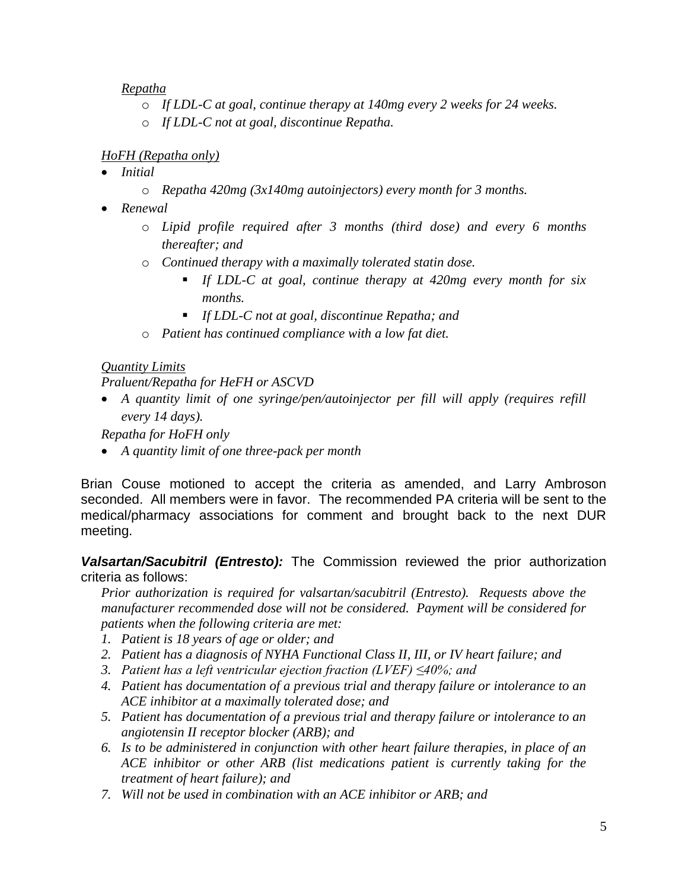*Repatha*

- *If LDL-C at goal, continue therapy at 140mg every 2 weeks for 24 weeks.*
- *If LDL-C not at goal, discontinue Repatha.*

*HoFH (Repatha only)*

- *Initial*
  - *Repatha 420mg (3x140mg autoinjectors) every month for 3 months.*
- *Renewal*
  - *Lipid profile required after 3 months (third dose) and every 6 months thereafter; and*
  - *Continued therapy with a maximally tolerated statin dose.*
    - *If LDL-C at goal, continue therapy at 420mg every month for six months.*
    - *If LDL-C not at goal, discontinue Repatha; and*
  - *Patient has continued compliance with a low fat diet.*

*Quantity Limits*

*Praluent/Repatha for HeFH or ASCVD*

- *A quantity limit of one syringe/pen/autoinjector per fill will apply (requires refill every 14 days).*

*Repatha for HoFH only*

- *A quantity limit of one three-pack per month*

Brian Couse motioned to accept the criteria as amended, and Larry Ambroson seconded. All members were in favor. The recommended PA criteria will be sent to the medical/pharmacy associations for comment and brought back to the next DUR meeting.

***Valsartan/Sacubitril (Entresto):*** The Commission reviewed the prior authorization criteria as follows:

*Prior authorization is required for valsartan/sacubitril (Entresto). Requests above the manufacturer recommended dose will not be considered. Payment will be considered for patients when the following criteria are met:*

1. *Patient is 18 years of age or older; and*
2. *Patient has a diagnosis of NYHA Functional Class II, III, or IV heart failure; and*
3. *Patient has a left ventricular ejection fraction (LVEF) ≤40%; and*
4. *Patient has documentation of a previous trial and therapy failure or intolerance to an ACE inhibitor at a maximally tolerated dose; and*
5. *Patient has documentation of a previous trial and therapy failure or intolerance to an angiotensin II receptor blocker (ARB); and*
6. *Is to be administered in conjunction with other heart failure therapies, in place of an ACE inhibitor or other ARB (list medications patient is currently taking for the treatment of heart failure); and*
7. *Will not be used in combination with an ACE inhibitor or ARB; and*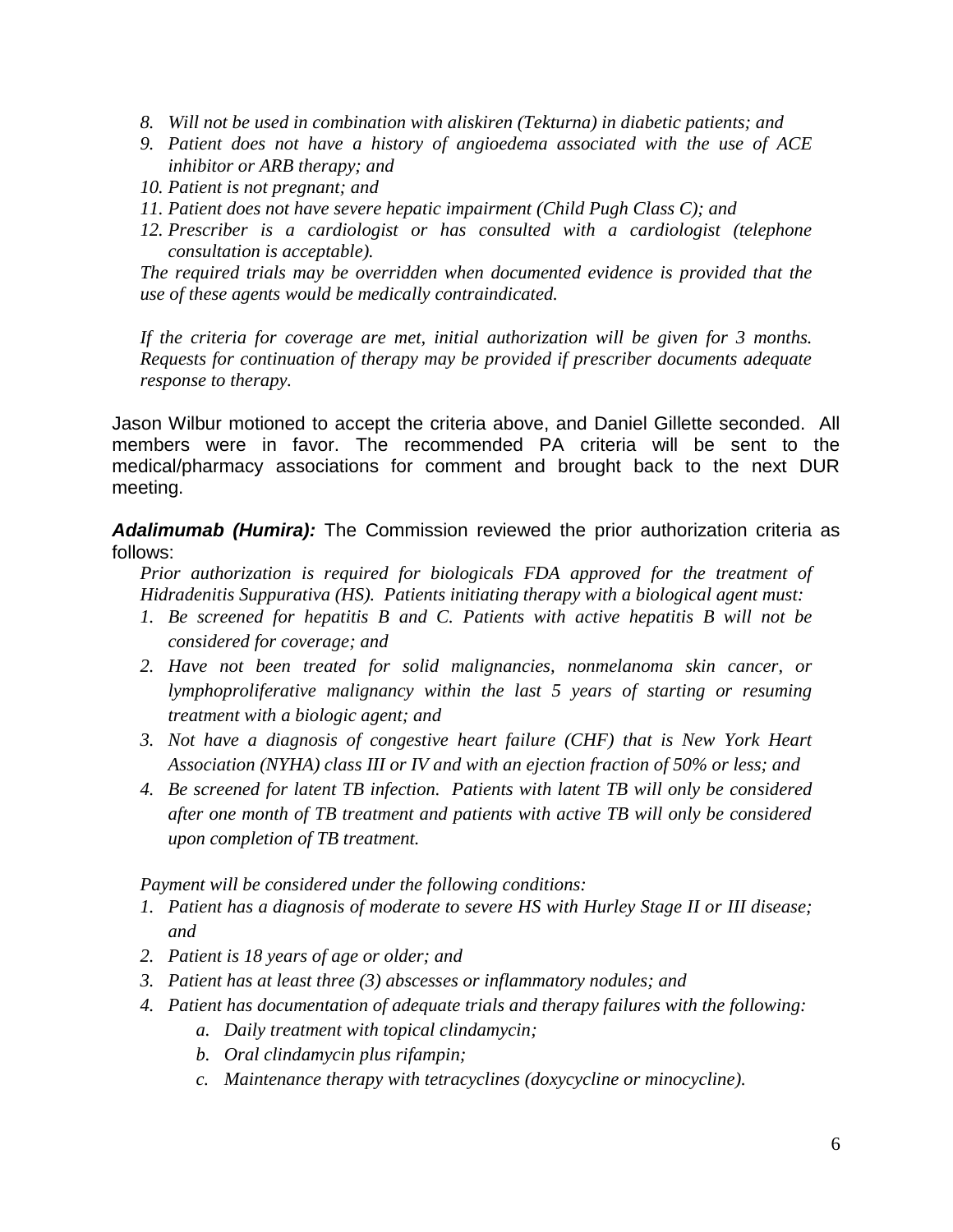*8. Will not be used in combination with aliskiren (Tekturna) in diabetic patients; and*
*9. Patient does not have a history of angioedema associated with the use of ACE inhibitor or ARB therapy; and*
*10. Patient is not pregnant; and*
*11. Patient does not have severe hepatic impairment (Child Pugh Class C); and*
*12. Prescriber is a cardiologist or has consulted with a cardiologist (telephone consultation is acceptable).*

*The required trials may be overridden when documented evidence is provided that the use of these agents would be medically contraindicated.*

*If the criteria for coverage are met, initial authorization will be given for 3 months. Requests for continuation of therapy may be provided if prescriber documents adequate response to therapy.*

Jason Wilbur motioned to accept the criteria above, and Daniel Gillette seconded. All members were in favor. The recommended PA criteria will be sent to the medical/pharmacy associations for comment and brought back to the next DUR meeting.

***Adalimumab (Humira):*** The Commission reviewed the prior authorization criteria as follows:

*Prior authorization is required for biologicals FDA approved for the treatment of Hidradenitis Suppurativa (HS). Patients initiating therapy with a biological agent must:*

*1. Be screened for hepatitis B and C. Patients with active hepatitis B will not be considered for coverage; and*
*2. Have not been treated for solid malignancies, nonmelanoma skin cancer, or lymphoproliferative malignancy within the last 5 years of starting or resuming treatment with a biologic agent; and*
*3. Not have a diagnosis of congestive heart failure (CHF) that is New York Heart Association (NYHA) class III or IV and with an ejection fraction of 50% or less; and*
*4. Be screened for latent TB infection. Patients with latent TB will only be considered after one month of TB treatment and patients with active TB will only be considered upon completion of TB treatment.*

*Payment will be considered under the following conditions:*

*1. Patient has a diagnosis of moderate to severe HS with Hurley Stage II or III disease; and*
*2. Patient is 18 years of age or older; and*
*3. Patient has at least three (3) abscesses or inflammatory nodules; and*
*4. Patient has documentation of adequate trials and therapy failures with the following:*
    *a. Daily treatment with topical clindamycin;*
    *b. Oral clindamycin plus rifampin;*
    *c. Maintenance therapy with tetracyclines (doxycycline or minocycline).*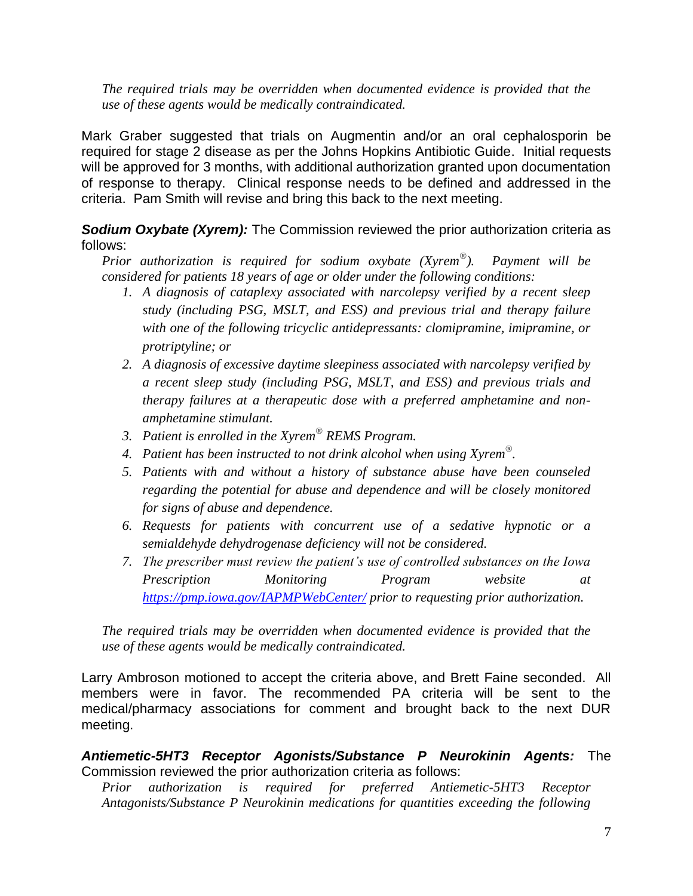*The required trials may be overridden when documented evidence is provided that the use of these agents would be medically contraindicated.*

Mark Graber suggested that trials on Augmentin and/or an oral cephalosporin be required for stage 2 disease as per the Johns Hopkins Antibiotic Guide. Initial requests will be approved for 3 months, with additional authorization granted upon documentation of response to therapy. Clinical response needs to be defined and addressed in the criteria. Pam Smith will revise and bring this back to the next meeting.

***Sodium Oxybate (Xyrem):*** The Commission reviewed the prior authorization criteria as follows:

*Prior authorization is required for sodium oxybate (Xyrem®). Payment will be considered for patients 18 years of age or older under the following conditions:*

1. *A diagnosis of cataplexy associated with narcolepsy verified by a recent sleep study (including PSG, MSLT, and ESS) and previous trial and therapy failure with one of the following tricyclic antidepressants: clomipramine, imipramine, or protriptyline; or*
2. *A diagnosis of excessive daytime sleepiness associated with narcolepsy verified by a recent sleep study (including PSG, MSLT, and ESS) and previous trials and therapy failures at a therapeutic dose with a preferred amphetamine and non-amphetamine stimulant.*
3. *Patient is enrolled in the Xyrem® REMS Program.*
4. *Patient has been instructed to not drink alcohol when using Xyrem®.*
5. *Patients with and without a history of substance abuse have been counseled regarding the potential for abuse and dependence and will be closely monitored for signs of abuse and dependence.*
6. *Requests for patients with concurrent use of a sedative hypnotic or a semialdehyde dehydrogenase deficiency will not be considered.*
7. *The prescriber must review the patient's use of controlled substances on the Iowa Prescription Monitoring Program website at https://pmp.iowa.gov/IAPMPWebCenter/ prior to requesting prior authorization.*

*The required trials may be overridden when documented evidence is provided that the use of these agents would be medically contraindicated.*

Larry Ambroson motioned to accept the criteria above, and Brett Faine seconded. All members were in favor. The recommended PA criteria will be sent to the medical/pharmacy associations for comment and brought back to the next DUR meeting.

***Antiemetic-5HT3 Receptor Agonists/Substance P Neurokinin Agents:*** The Commission reviewed the prior authorization criteria as follows:

*Prior authorization is required for preferred Antiemetic-5HT3 Receptor Antagonists/Substance P Neurokinin medications for quantities exceeding the following*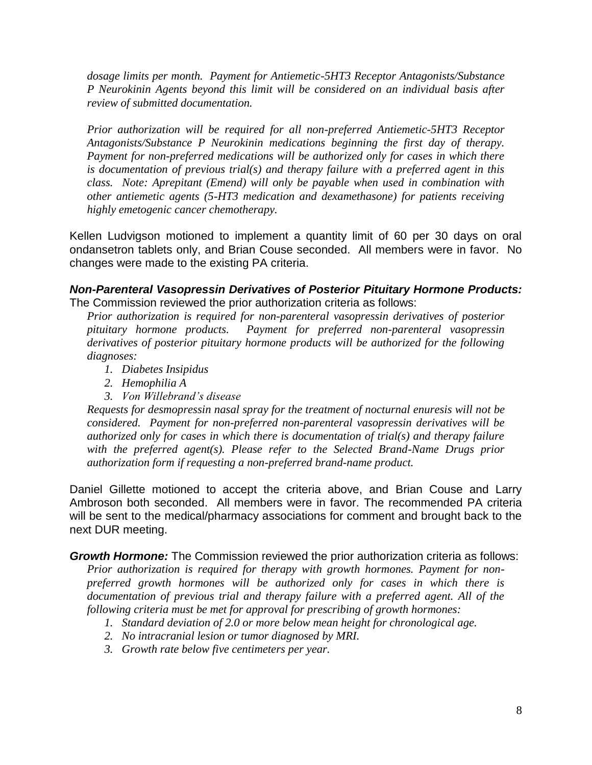*dosage limits per month. Payment for Antiemetic-5HT3 Receptor Antagonists/Substance P Neurokinin Agents beyond this limit will be considered on an individual basis after review of submitted documentation.*

*Prior authorization will be required for all non-preferred Antiemetic-5HT3 Receptor Antagonists/Substance P Neurokinin medications beginning the first day of therapy. Payment for non-preferred medications will be authorized only for cases in which there is documentation of previous trial(s) and therapy failure with a preferred agent in this class. Note: Aprepitant (Emend) will only be payable when used in combination with other antiemetic agents (5-HT3 medication and dexamethasone) for patients receiving highly emetogenic cancer chemotherapy.*

Kellen Ludvigson motioned to implement a quantity limit of 60 per 30 days on oral ondansetron tablets only, and Brian Couse seconded. All members were in favor. No changes were made to the existing PA criteria.

***Non-Parenteral Vasopressin Derivatives of Posterior Pituitary Hormone Products:*** The Commission reviewed the prior authorization criteria as follows:

*Prior authorization is required for non-parenteral vasopressin derivatives of posterior pituitary hormone products. Payment for preferred non-parenteral vasopressin derivatives of posterior pituitary hormone products will be authorized for the following diagnoses:*

1. *Diabetes Insipidus*
2. *Hemophilia A*
3. *Von Willebrand's disease*

*Requests for desmopressin nasal spray for the treatment of nocturnal enuresis will not be considered. Payment for non-preferred non-parenteral vasopressin derivatives will be authorized only for cases in which there is documentation of trial(s) and therapy failure with the preferred agent(s). Please refer to the Selected Brand-Name Drugs prior authorization form if requesting a non-preferred brand-name product.*

Daniel Gillette motioned to accept the criteria above, and Brian Couse and Larry Ambroson both seconded. All members were in favor. The recommended PA criteria will be sent to the medical/pharmacy associations for comment and brought back to the next DUR meeting.

***Growth Hormone:*** The Commission reviewed the prior authorization criteria as follows:

*Prior authorization is required for therapy with growth hormones. Payment for non-preferred growth hormones will be authorized only for cases in which there is documentation of previous trial and therapy failure with a preferred agent. All of the following criteria must be met for approval for prescribing of growth hormones:*

1. *Standard deviation of 2.0 or more below mean height for chronological age.*
2. *No intracranial lesion or tumor diagnosed by MRI.*
3. *Growth rate below five centimeters per year.*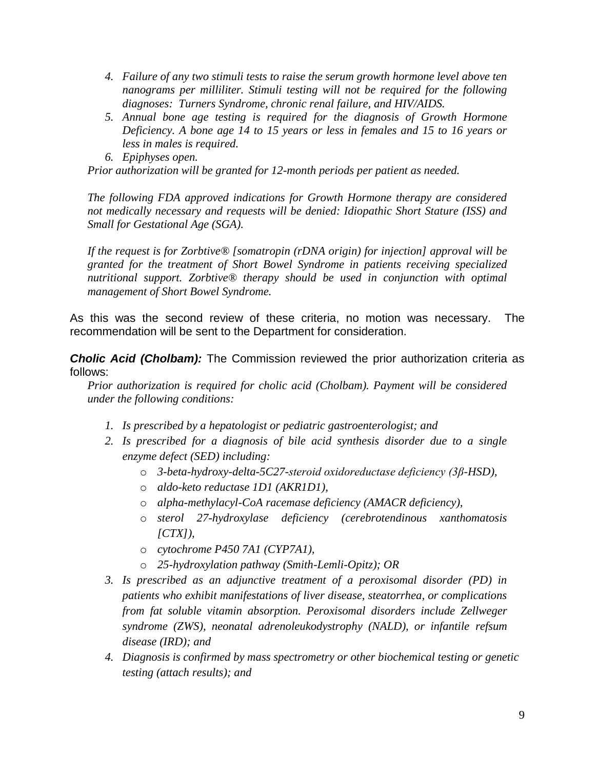4. *Failure of any two stimuli tests to raise the serum growth hormone level above ten nanograms per milliliter. Stimuli testing will not be required for the following diagnoses: Turners Syndrome, chronic renal failure, and HIV/AIDS.*
5. *Annual bone age testing is required for the diagnosis of Growth Hormone Deficiency. A bone age 14 to 15 years or less in females and 15 to 16 years or less in males is required.*
6. *Epiphyses open.*

*Prior authorization will be granted for 12-month periods per patient as needed.*

*The following FDA approved indications for Growth Hormone therapy are considered not medically necessary and requests will be denied: Idiopathic Short Stature (ISS) and Small for Gestational Age (SGA).*

*If the request is for Zorbtive® [somatropin (rDNA origin) for injection] approval will be granted for the treatment of Short Bowel Syndrome in patients receiving specialized nutritional support. Zorbtive® therapy should be used in conjunction with optimal management of Short Bowel Syndrome.*

As this was the second review of these criteria, no motion was necessary. The recommendation will be sent to the Department for consideration.

***Cholic Acid (Cholbam):*** The Commission reviewed the prior authorization criteria as follows:

*Prior authorization is required for cholic acid (Cholbam). Payment will be considered under the following conditions:*

1. *Is prescribed by a hepatologist or pediatric gastroenterologist; and*
2. *Is prescribed for a diagnosis of bile acid synthesis disorder due to a single enzyme defect (SED) including:*
   - *3-beta-hydroxy-delta-5C27-steroid oxidoreductase deficiency (3β-HSD),*
   - *aldo-keto reductase 1D1 (AKR1D1),*
   - *alpha-methylacyl-CoA racemase deficiency (AMACR deficiency),*
   - *sterol 27-hydroxylase deficiency (cerebrotendinous xanthomatosis [CTX]),*
   - *cytochrome P450 7A1 (CYP7A1),*
   - *25-hydroxylation pathway (Smith-Lemli-Opitz); OR*
3. *Is prescribed as an adjunctive treatment of a peroxisomal disorder (PD) in patients who exhibit manifestations of liver disease, steatorrhea, or complications from fat soluble vitamin absorption. Peroxisomal disorders include Zellweger syndrome (ZWS), neonatal adrenoleukodystrophy (NALD), or infantile refsum disease (IRD); and*
4. *Diagnosis is confirmed by mass spectrometry or other biochemical testing or genetic testing (attach results); and*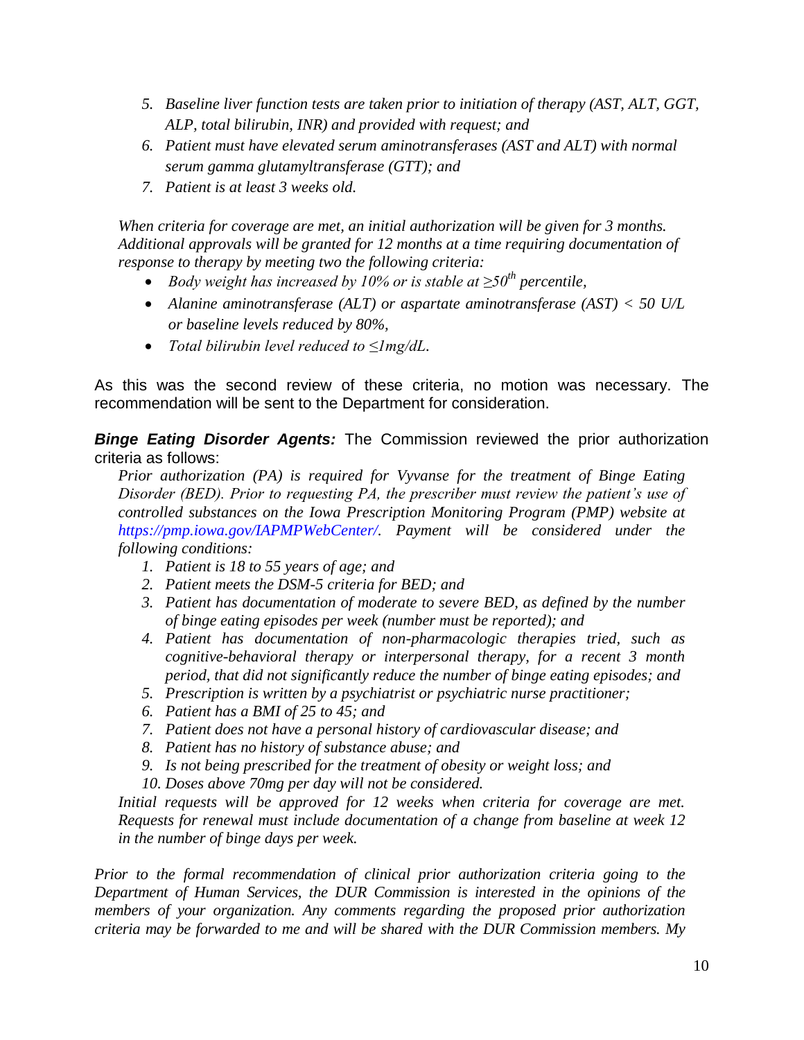5. *Baseline liver function tests are taken prior to initiation of therapy (AST, ALT, GGT, ALP, total bilirubin, INR) and provided with request; and*
6. *Patient must have elevated serum aminotransferases (AST and ALT) with normal serum gamma glutamyltransferase (GTT); and*
7. *Patient is at least 3 weeks old.*

*When criteria for coverage are met, an initial authorization will be given for 3 months. Additional approvals will be granted for 12 months at a time requiring documentation of response to therapy by meeting two the following criteria:*

- *Body weight has increased by 10% or is stable at ≥50th percentile,*
- *Alanine aminotransferase (ALT) or aspartate aminotransferase (AST) < 50 U/L or baseline levels reduced by 80%,*
- *Total bilirubin level reduced to ≤1mg/dL.*

As this was the second review of these criteria, no motion was necessary. The recommendation will be sent to the Department for consideration.

***Binge Eating Disorder Agents:*** The Commission reviewed the prior authorization criteria as follows:

*Prior authorization (PA) is required for Vyvanse for the treatment of Binge Eating Disorder (BED). Prior to requesting PA, the prescriber must review the patient's use of controlled substances on the Iowa Prescription Monitoring Program (PMP) website at https://pmp.iowa.gov/IAPMPWebCenter/. Payment will be considered under the following conditions:*

1. *Patient is 18 to 55 years of age; and*
2. *Patient meets the DSM-5 criteria for BED; and*
3. *Patient has documentation of moderate to severe BED, as defined by the number of binge eating episodes per week (number must be reported); and*
4. *Patient has documentation of non-pharmacologic therapies tried, such as cognitive-behavioral therapy or interpersonal therapy, for a recent 3 month period, that did not significantly reduce the number of binge eating episodes; and*
5. *Prescription is written by a psychiatrist or psychiatric nurse practitioner;*
6. *Patient has a BMI of 25 to 45; and*
7. *Patient does not have a personal history of cardiovascular disease; and*
8. *Patient has no history of substance abuse; and*
9. *Is not being prescribed for the treatment of obesity or weight loss; and*
10. *Doses above 70mg per day will not be considered.*

*Initial requests will be approved for 12 weeks when criteria for coverage are met. Requests for renewal must include documentation of a change from baseline at week 12 in the number of binge days per week.*

*Prior to the formal recommendation of clinical prior authorization criteria going to the Department of Human Services, the DUR Commission is interested in the opinions of the members of your organization. Any comments regarding the proposed prior authorization criteria may be forwarded to me and will be shared with the DUR Commission members. My*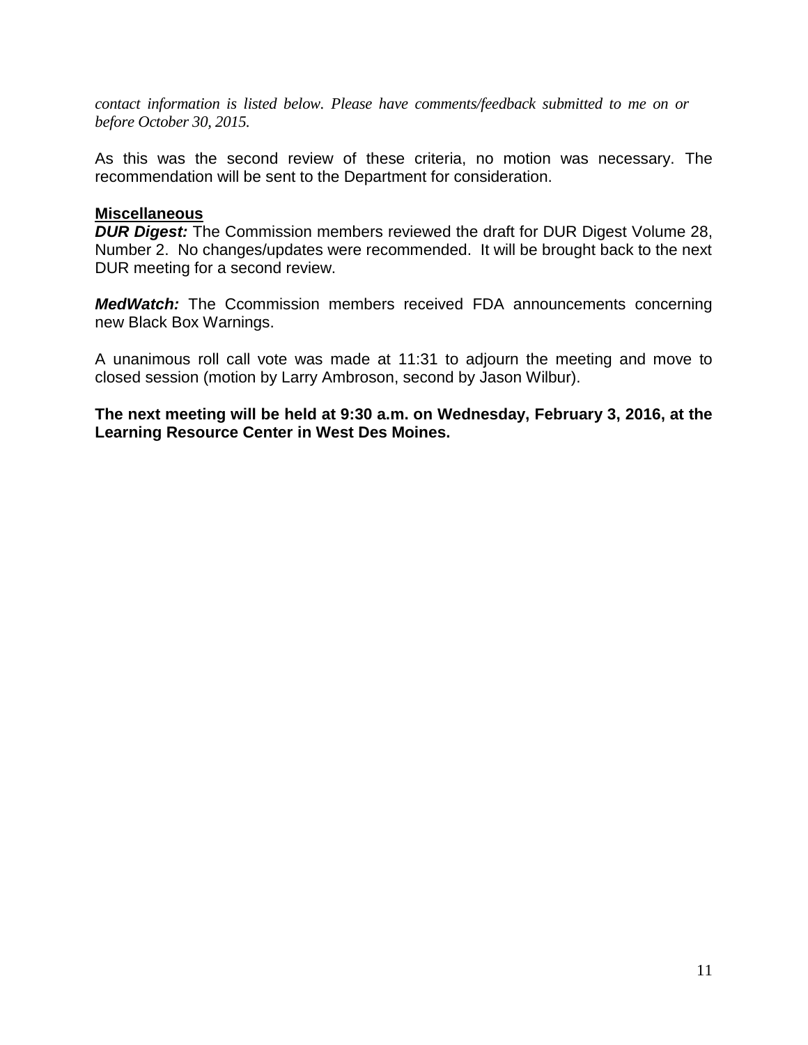*contact information is listed below. Please have comments/feedback submitted to me on or before October 30, 2015.*

As this was the second review of these criteria, no motion was necessary. The recommendation will be sent to the Department for consideration.

**Miscellaneous**

***DUR Digest:*** The Commission members reviewed the draft for DUR Digest Volume 28, Number 2. No changes/updates were recommended. It will be brought back to the next DUR meeting for a second review.

***MedWatch:*** The Ccommission members received FDA announcements concerning new Black Box Warnings.

A unanimous roll call vote was made at 11:31 to adjourn the meeting and move to closed session (motion by Larry Ambroson, second by Jason Wilbur).

**The next meeting will be held at 9:30 a.m. on Wednesday, February 3, 2016, at the Learning Resource Center in West Des Moines.**